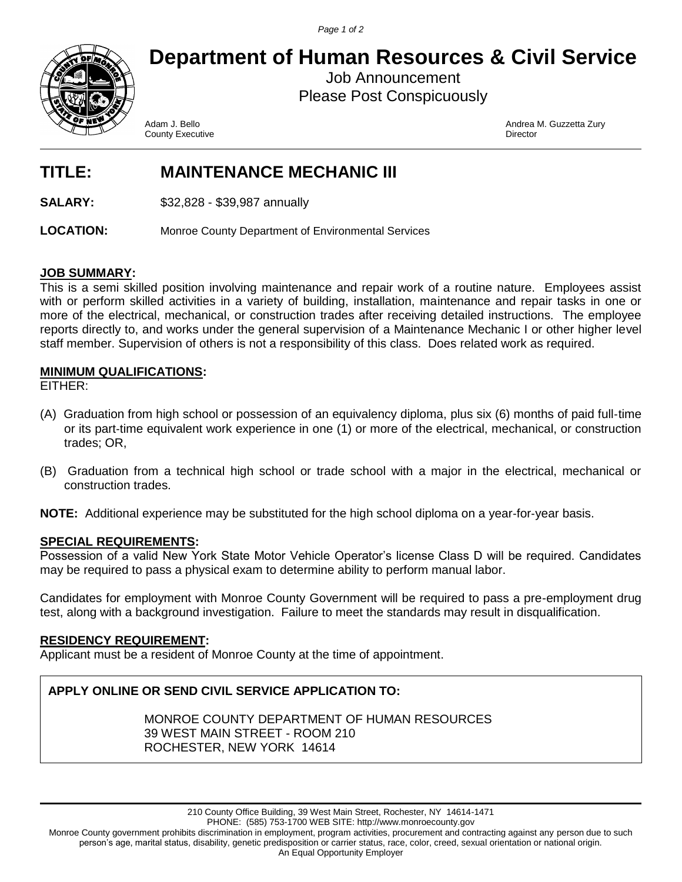# Department of Human Resources & Civil Service

Job Announcement
Please Post Conspicuously

Adam J. Bello
County Executive

Andrea M. Guzzetta Zury
Director

## TITLE: MAINTENANCE MECHANIC III

**SALARY:** $32,828 - $39,987 annually

**LOCATION:** Monroe County Department of Environmental Services

### JOB SUMMARY:

This is a semi skilled position involving maintenance and repair work of a routine nature. Employees assist with or perform skilled activities in a variety of building, installation, maintenance and repair tasks in one or more of the electrical, mechanical, or construction trades after receiving detailed instructions. The employee reports directly to, and works under the general supervision of a Maintenance Mechanic I or other higher level staff member. Supervision of others is not a responsibility of this class. Does related work as required.

### MINIMUM QUALIFICATIONS:

EITHER:

(A) Graduation from high school or possession of an equivalency diploma, plus six (6) months of paid full-time or its part-time equivalent work experience in one (1) or more of the electrical, mechanical, or construction trades; OR,

(B) Graduation from a technical high school or trade school with a major in the electrical, mechanical or construction trades.

**NOTE:** Additional experience may be substituted for the high school diploma on a year-for-year basis.

### SPECIAL REQUIREMENTS:

Possession of a valid New York State Motor Vehicle Operator's license Class D will be required. Candidates may be required to pass a physical exam to determine ability to perform manual labor.

Candidates for employment with Monroe County Government will be required to pass a pre-employment drug test, along with a background investigation. Failure to meet the standards may result in disqualification.

### RESIDENCY REQUIREMENT:

Applicant must be a resident of Monroe County at the time of appointment.

**APPLY ONLINE OR SEND CIVIL SERVICE APPLICATION TO:**

MONROE COUNTY DEPARTMENT OF HUMAN RESOURCES
39 WEST MAIN STREET - ROOM 210
ROCHESTER, NEW YORK 14614

210 County Office Building, 39 West Main Street, Rochester, NY 14614-1471
PHONE: (585) 753-1700 WEB SITE: http://www.monroecounty.gov

Monroe County government prohibits discrimination in employment, program activities, procurement and contracting against any person due to such person's age, marital status, disability, genetic predisposition or carrier status, race, color, creed, sexual orientation or national origin.
An Equal Opportunity Employer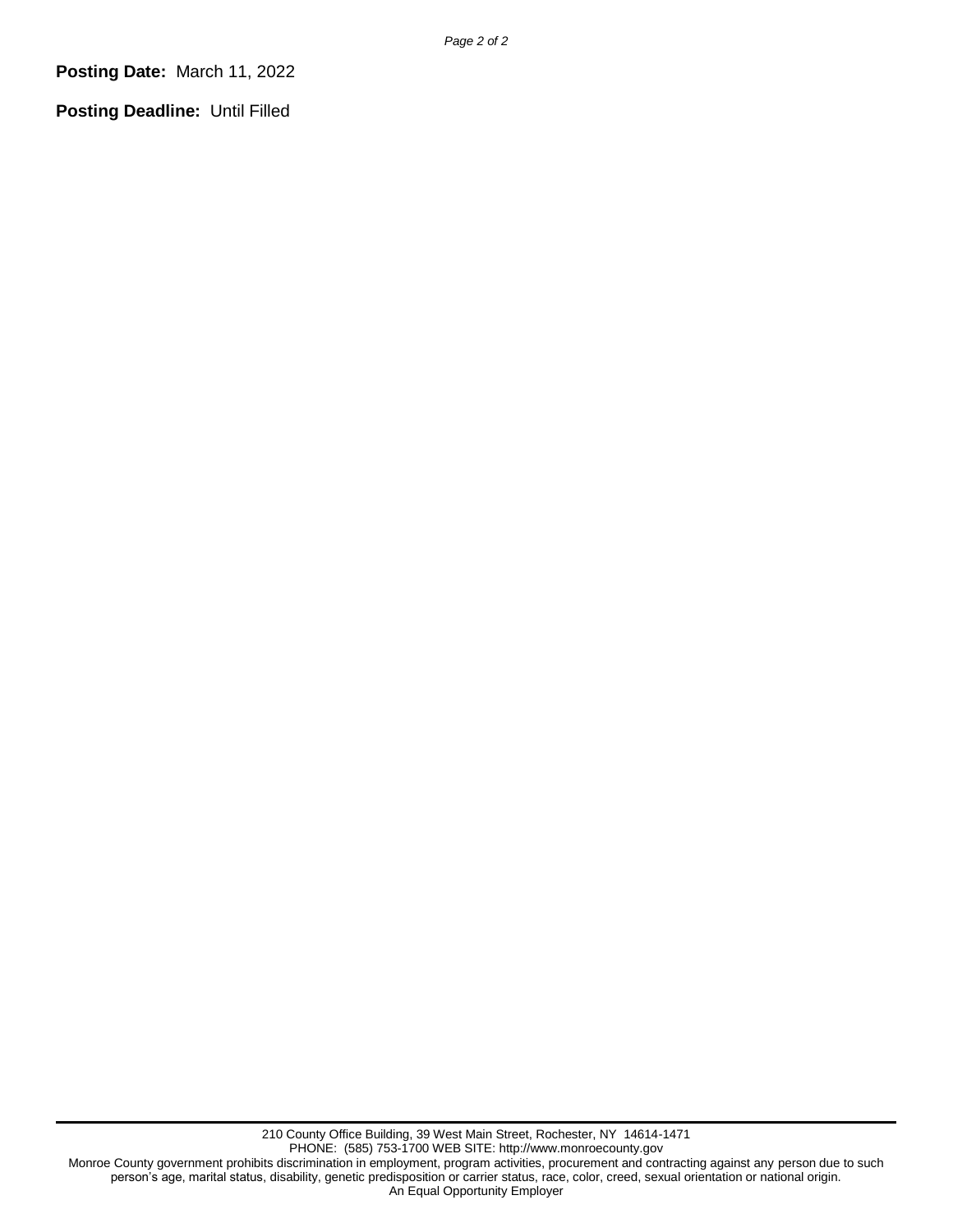**Posting Date:** March 11, 2022

**Posting Deadline:** Until Filled

210 County Office Building, 39 West Main Street, Rochester, NY 14614-1471
PHONE: (585) 753-1700 WEB SITE: http://www.monroecounty.gov
Monroe County government prohibits discrimination in employment, program activities, procurement and contracting against any person due to such person's age, marital status, disability, genetic predisposition or carrier status, race, color, creed, sexual orientation or national origin.
An Equal Opportunity Employer